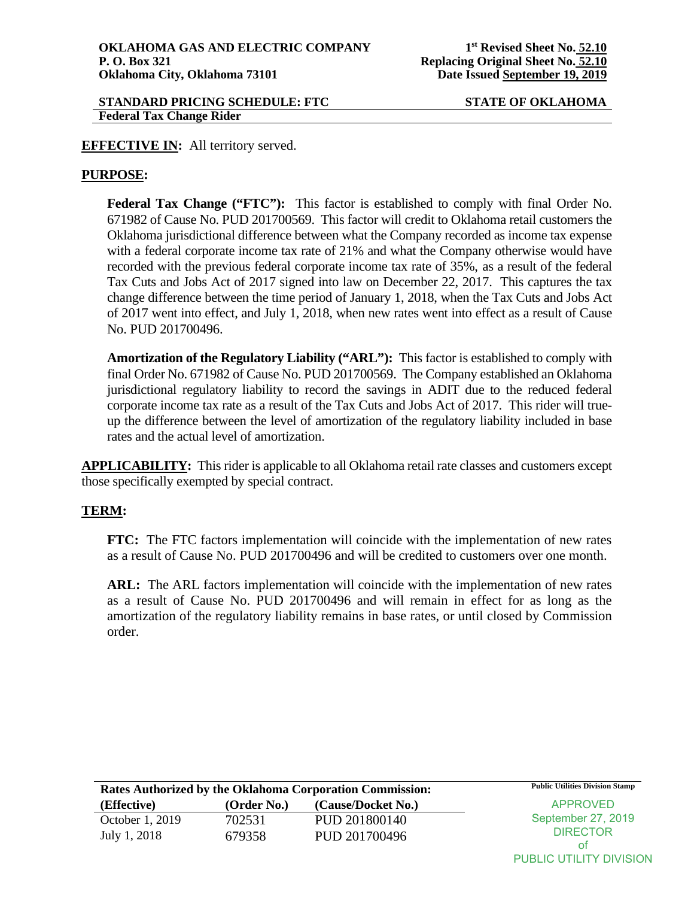**OKLAHOMA GAS AND ELECTRIC COMPANY**
**P. O. Box 321**
**Oklahoma City, Oklahoma 73101**

**1st Revised Sheet No. 52.10**
**Replacing Original Sheet No. 52.10**
**Date Issued September 19, 2019**

**STANDARD PRICING SCHEDULE: FTC** **STATE OF OKLAHOMA**
**Federal Tax Change Rider**

**EFFECTIVE IN:** All territory served.

**PURPOSE:**

**Federal Tax Change ("FTC"):** This factor is established to comply with final Order No. 671982 of Cause No. PUD 201700569. This factor will credit to Oklahoma retail customers the Oklahoma jurisdictional difference between what the Company recorded as income tax expense with a federal corporate income tax rate of 21% and what the Company otherwise would have recorded with the previous federal corporate income tax rate of 35%, as a result of the federal Tax Cuts and Jobs Act of 2017 signed into law on December 22, 2017. This captures the tax change difference between the time period of January 1, 2018, when the Tax Cuts and Jobs Act of 2017 went into effect, and July 1, 2018, when new rates went into effect as a result of Cause No. PUD 201700496.

**Amortization of the Regulatory Liability ("ARL"):** This factor is established to comply with final Order No. 671982 of Cause No. PUD 201700569. The Company established an Oklahoma jurisdictional regulatory liability to record the savings in ADIT due to the reduced federal corporate income tax rate as a result of the Tax Cuts and Jobs Act of 2017. This rider will true-up the difference between the level of amortization of the regulatory liability included in base rates and the actual level of amortization.

**APPLICABILITY:** This rider is applicable to all Oklahoma retail rate classes and customers except those specifically exempted by special contract.

**TERM:**

**FTC:** The FTC factors implementation will coincide with the implementation of new rates as a result of Cause No. PUD 201700496 and will be credited to customers over one month.

**ARL:** The ARL factors implementation will coincide with the implementation of new rates as a result of Cause No. PUD 201700496 and will remain in effect for as long as the amortization of the regulatory liability remains in base rates, or until closed by Commission order.

**Rates Authorized by the Oklahoma Corporation Commission:**

| (Effective) | (Order No.) | (Cause/Docket No.) |
|---|---|---|
| October 1, 2019 | 702531 | PUD 201800140 |
| July 1, 2018 | 679358 | PUD 201700496 |

**Public Utilities Division Stamp**
APPROVED
September 27, 2019
DIRECTOR
of
PUBLIC UTILITY DIVISION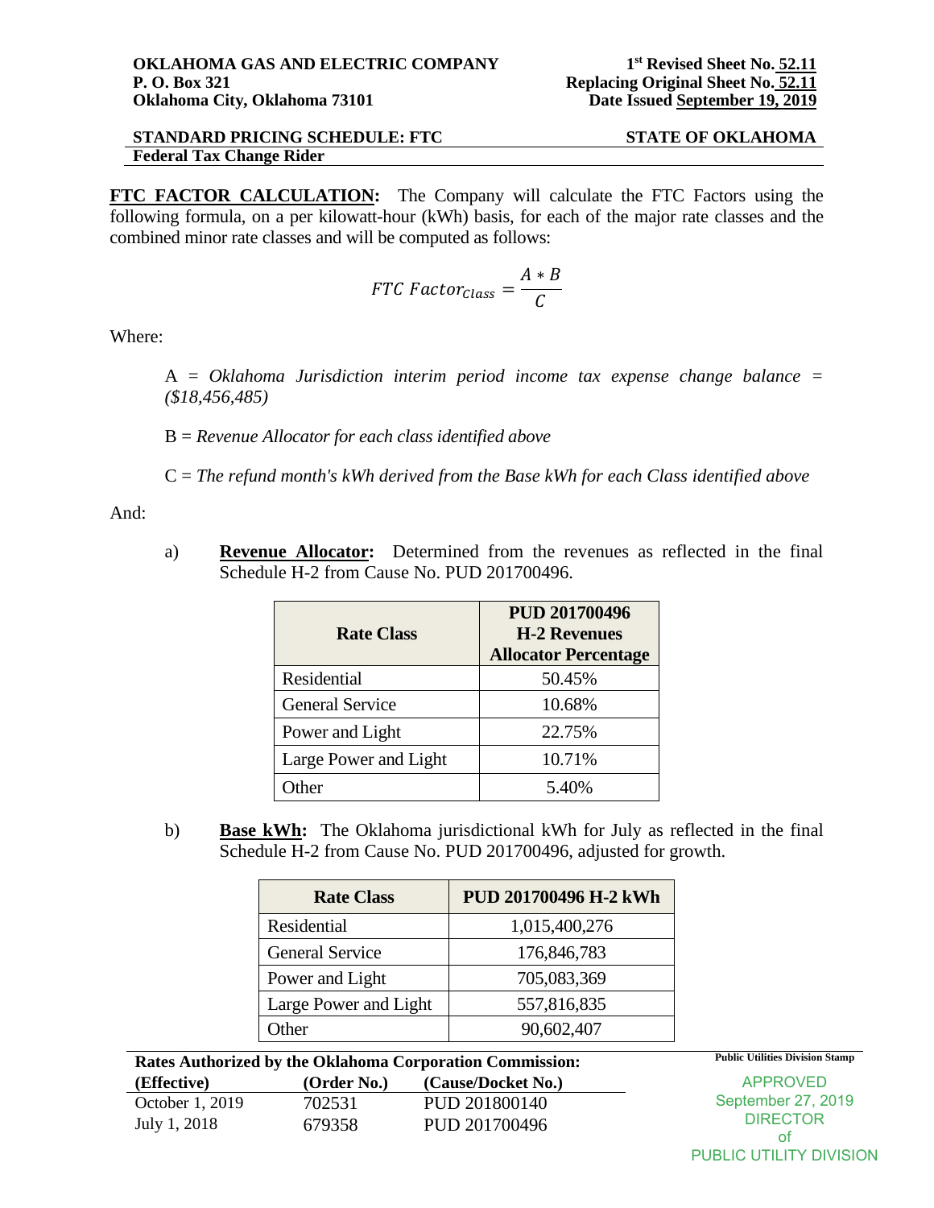**OKLAHOMA GAS AND ELECTRIC COMPANY**
**P. O. Box 321**
**Oklahoma City, Oklahoma 73101**

**1st Revised Sheet No. 52.11**
**Replacing Original Sheet No. 52.11**
**Date Issued September 19, 2019**

**STANDARD PRICING SCHEDULE: FTC** **STATE OF OKLAHOMA**
**Federal Tax Change Rider**

**FTC FACTOR CALCULATION:** The Company will calculate the FTC Factors using the following formula, on a per kilowatt-hour (kWh) basis, for each of the major rate classes and the combined minor rate classes and will be computed as follows:

$$FTC\ Factor_{Class} = \frac{A * B}{C}$$

Where:

A = *Oklahoma Jurisdiction interim period income tax expense change balance = ($18,456,485)*

B = *Revenue Allocator for each class identified above*

C = *The refund month's kWh derived from the Base kWh for each Class identified above*

And:

a) **Revenue Allocator:** Determined from the revenues as reflected in the final Schedule H-2 from Cause No. PUD 201700496.

| Rate Class | PUD 201700496 H-2 Revenues Allocator Percentage |
|---|---|
| Residential | 50.45% |
| General Service | 10.68% |
| Power and Light | 22.75% |
| Large Power and Light | 10.71% |
| Other | 5.40% |

b) **Base kWh:** The Oklahoma jurisdictional kWh for July as reflected in the final Schedule H-2 from Cause No. PUD 201700496, adjusted for growth.

| Rate Class | PUD 201700496 H-2 kWh |
|---|---|
| Residential | 1,015,400,276 |
| General Service | 176,846,783 |
| Power and Light | 705,083,369 |
| Large Power and Light | 557,816,835 |
| Other | 90,602,407 |

**Rates Authorized by the Oklahoma Corporation Commission:**

| (Effective) | (Order No.) | (Cause/Docket No.) |
|---|---|---|
| October 1, 2019 | 702531 | PUD 201800140 |
| July 1, 2018 | 679358 | PUD 201700496 |

Public Utilities Division Stamp
APPROVED
September 27, 2019
DIRECTOR
of
PUBLIC UTILITY DIVISION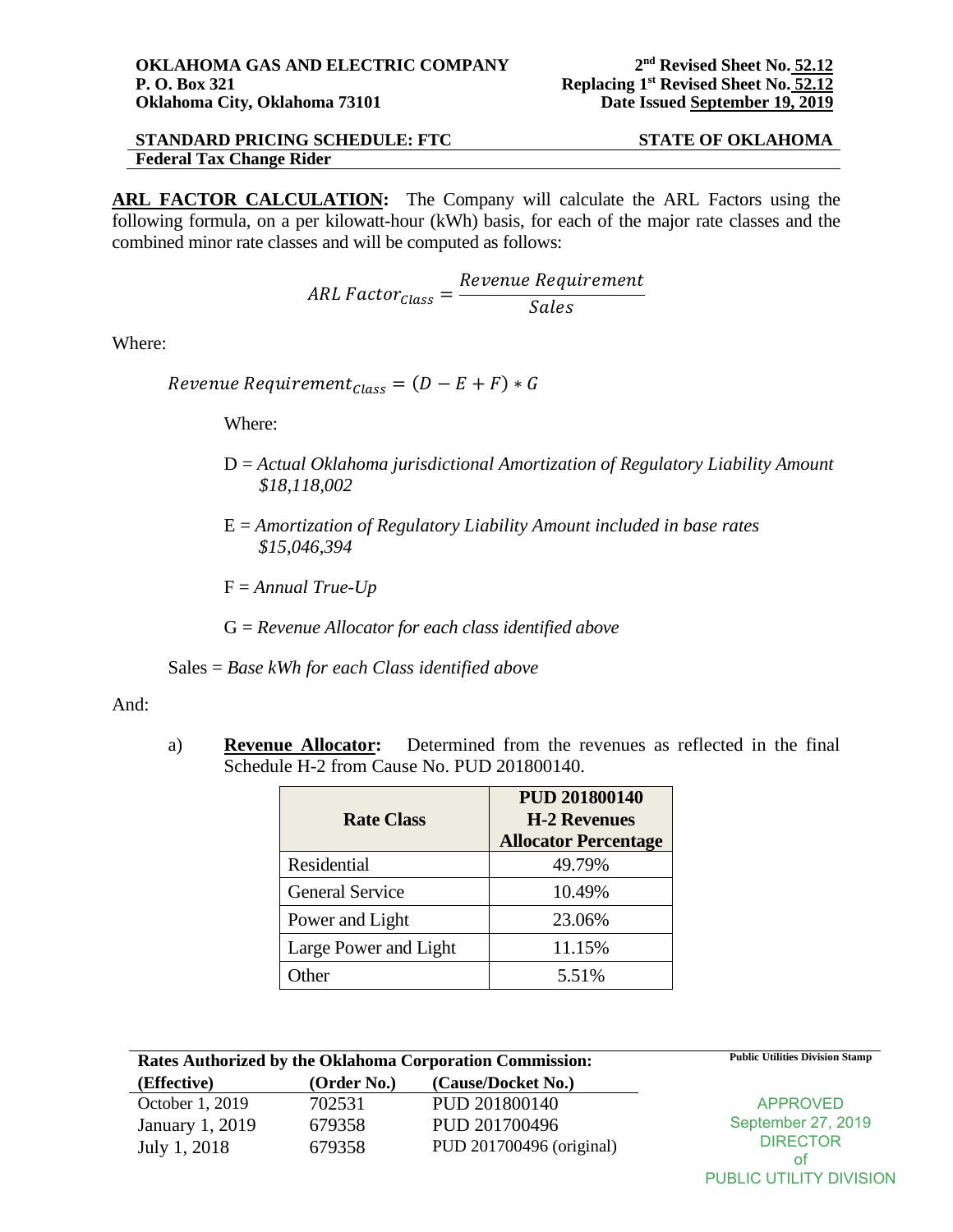**OKLAHOMA GAS AND ELECTRIC COMPANY**
**P. O. Box 321**
**Oklahoma City, Oklahoma 73101**

**2nd Revised Sheet No. 52.12**
**Replacing 1st Revised Sheet No. 52.12**
**Date Issued September 19, 2019**

**STANDARD PRICING SCHEDULE: FTC** — **STATE OF OKLAHOMA**
**Federal Tax Change Rider**

**ARL FACTOR CALCULATION:** The Company will calculate the ARL Factors using the following formula, on a per kilowatt-hour (kWh) basis, for each of the major rate classes and the combined minor rate classes and will be computed as follows:

$$ARL\ Factor_{Class} = \frac{Revenue\ Requirement}{Sales}$$

Where:

$$Revenue\ Requirement_{Class} = (D - E + F) * G$$

Where:

- D = *Actual Oklahoma jurisdictional Amortization of Regulatory Liability Amount $18,118,002*
- E = *Amortization of Regulatory Liability Amount included in base rates $15,046,394*
- F = *Annual True-Up*
- G = *Revenue Allocator for each class identified above*

Sales = *Base kWh for each Class identified above*

And:

a) **Revenue Allocator:** Determined from the revenues as reflected in the final Schedule H-2 from Cause No. PUD 201800140.

| Rate Class | PUD 201800140 H-2 Revenues Allocator Percentage |
|---|---|
| Residential | 49.79% |
| General Service | 10.49% |
| Power and Light | 23.06% |
| Large Power and Light | 11.15% |
| Other | 5.51% |

**Rates Authorized by the Oklahoma Corporation Commission:**

| (Effective) | (Order No.) | (Cause/Docket No.) |
|---|---|---|
| October 1, 2019 | 702531 | PUD 201800140 |
| January 1, 2019 | 679358 | PUD 201700496 |
| July 1, 2018 | 679358 | PUD 201700496 (original) |

**Public Utilities Division Stamp**

APPROVED
September 27, 2019
DIRECTOR
of
PUBLIC UTILITY DIVISION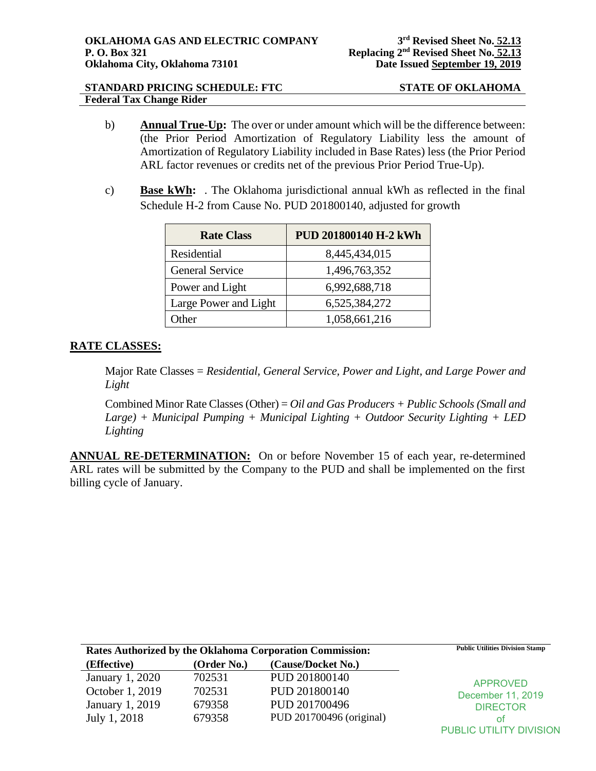**OKLAHOMA GAS AND ELECTRIC COMPANY**
**P. O. Box 321**
**Oklahoma City, Oklahoma 73101**

**3rd Revised Sheet No. 52.13**
**Replacing 2nd Revised Sheet No. 52.13**
**Date Issued September 19, 2019**

**STANDARD PRICING SCHEDULE: FTC** **STATE OF OKLAHOMA**
**Federal Tax Change Rider**

b) **Annual True-Up:** The over or under amount which will be the difference between: (the Prior Period Amortization of Regulatory Liability less the amount of Amortization of Regulatory Liability included in Base Rates) less (the Prior Period ARL factor revenues or credits net of the previous Prior Period True-Up).

c) **Base kWh:** . The Oklahoma jurisdictional annual kWh as reflected in the final Schedule H-2 from Cause No. PUD 201800140, adjusted for growth

| Rate Class | PUD 201800140 H-2 kWh |
|---|---|
| Residential | 8,445,434,015 |
| General Service | 1,496,763,352 |
| Power and Light | 6,992,688,718 |
| Large Power and Light | 6,525,384,272 |
| Other | 1,058,661,216 |

**RATE CLASSES:**

Major Rate Classes = *Residential, General Service, Power and Light, and Large Power and Light*

Combined Minor Rate Classes (Other) = *Oil and Gas Producers + Public Schools (Small and Large) + Municipal Pumping + Municipal Lighting + Outdoor Security Lighting + LED Lighting*

**ANNUAL RE-DETERMINATION:** On or before November 15 of each year, re-determined ARL rates will be submitted by the Company to the PUD and shall be implemented on the first billing cycle of January.

**Rates Authorized by the Oklahoma Corporation Commission:**

| (Effective) | (Order No.) | (Cause/Docket No.) |
|---|---|---|
| January 1, 2020 | 702531 | PUD 201800140 |
| October 1, 2019 | 702531 | PUD 201800140 |
| January 1, 2019 | 679358 | PUD 201700496 |
| July 1, 2018 | 679358 | PUD 201700496 (original) |

Public Utilities Division Stamp

APPROVED
December 11, 2019
DIRECTOR
of
PUBLIC UTILITY DIVISION